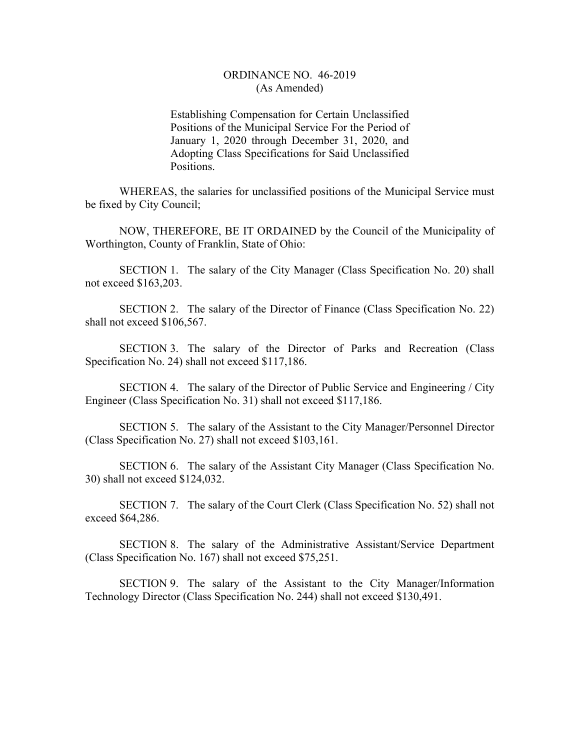# ORDINANCE NO. 46-2019
(As Amended)

Establishing Compensation for Certain Unclassified Positions of the Municipal Service For the Period of January 1, 2020 through December 31, 2020, and Adopting Class Specifications for Said Unclassified Positions.

WHEREAS, the salaries for unclassified positions of the Municipal Service must be fixed by City Council;

NOW, THEREFORE, BE IT ORDAINED by the Council of the Municipality of Worthington, County of Franklin, State of Ohio:

SECTION 1. The salary of the City Manager (Class Specification No. 20) shall not exceed $163,203.

SECTION 2. The salary of the Director of Finance (Class Specification No. 22) shall not exceed $106,567.

SECTION 3. The salary of the Director of Parks and Recreation (Class Specification No. 24) shall not exceed $117,186.

SECTION 4. The salary of the Director of Public Service and Engineering / City Engineer (Class Specification No. 31) shall not exceed $117,186.

SECTION 5. The salary of the Assistant to the City Manager/Personnel Director (Class Specification No. 27) shall not exceed $103,161.

SECTION 6. The salary of the Assistant City Manager (Class Specification No. 30) shall not exceed $124,032.

SECTION 7. The salary of the Court Clerk (Class Specification No. 52) shall not exceed $64,286.

SECTION 8. The salary of the Administrative Assistant/Service Department (Class Specification No. 167) shall not exceed $75,251.

SECTION 9. The salary of the Assistant to the City Manager/Information Technology Director (Class Specification No. 244) shall not exceed $130,491.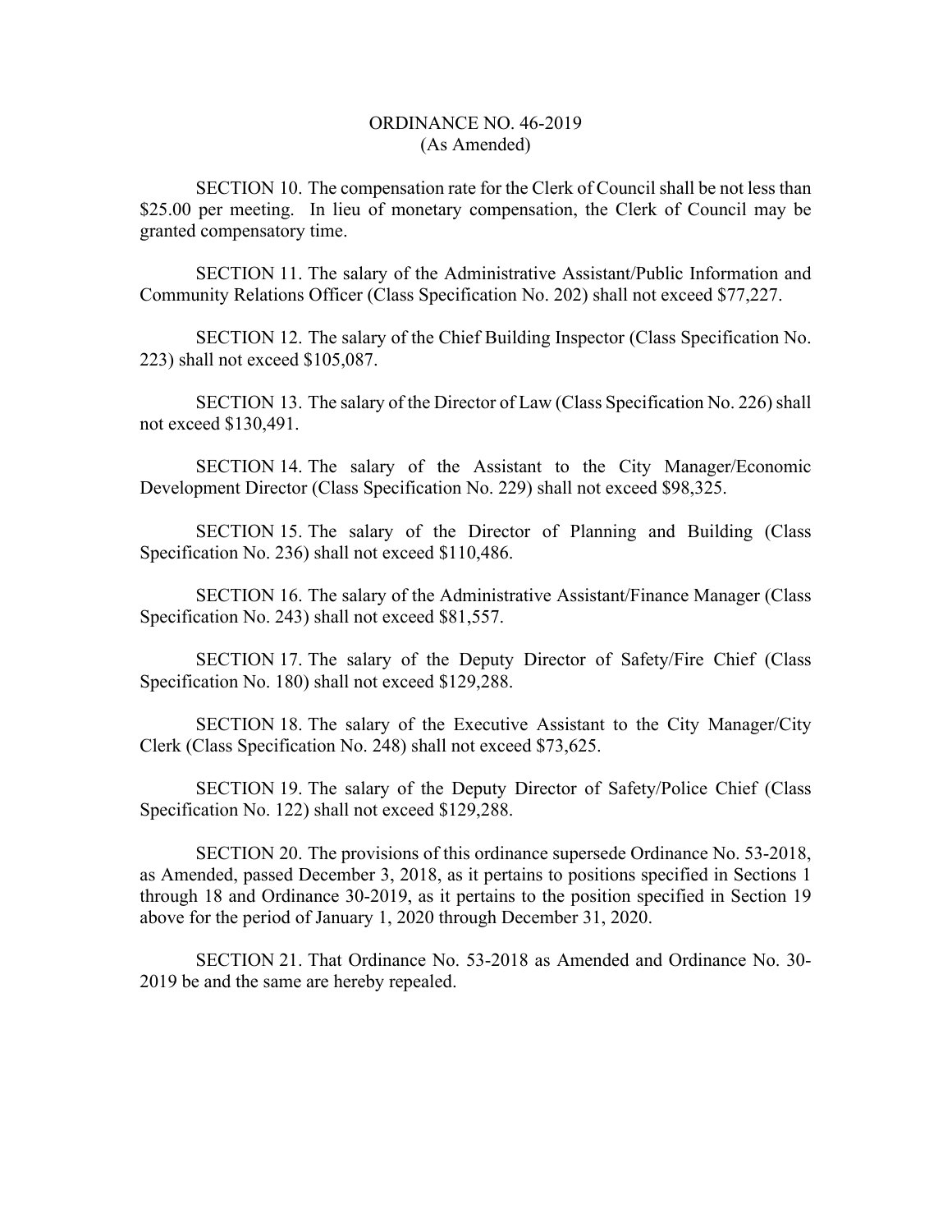ORDINANCE NO. 46-2019
(As Amended)

SECTION 10. The compensation rate for the Clerk of Council shall be not less than $25.00 per meeting. In lieu of monetary compensation, the Clerk of Council may be granted compensatory time.

SECTION 11. The salary of the Administrative Assistant/Public Information and Community Relations Officer (Class Specification No. 202) shall not exceed $77,227.

SECTION 12. The salary of the Chief Building Inspector (Class Specification No. 223) shall not exceed $105,087.

SECTION 13. The salary of the Director of Law (Class Specification No. 226) shall not exceed $130,491.

SECTION 14. The salary of the Assistant to the City Manager/Economic Development Director (Class Specification No. 229) shall not exceed $98,325.

SECTION 15. The salary of the Director of Planning and Building (Class Specification No. 236) shall not exceed $110,486.

SECTION 16. The salary of the Administrative Assistant/Finance Manager (Class Specification No. 243) shall not exceed $81,557.

SECTION 17. The salary of the Deputy Director of Safety/Fire Chief (Class Specification No. 180) shall not exceed $129,288.

SECTION 18. The salary of the Executive Assistant to the City Manager/City Clerk (Class Specification No. 248) shall not exceed $73,625.

SECTION 19. The salary of the Deputy Director of Safety/Police Chief (Class Specification No. 122) shall not exceed $129,288.

SECTION 20. The provisions of this ordinance supersede Ordinance No. 53-2018, as Amended, passed December 3, 2018, as it pertains to positions specified in Sections 1 through 18 and Ordinance 30-2019, as it pertains to the position specified in Section 19 above for the period of January 1, 2020 through December 31, 2020.

SECTION 21. That Ordinance No. 53-2018 as Amended and Ordinance No. 30-2019 be and the same are hereby repealed.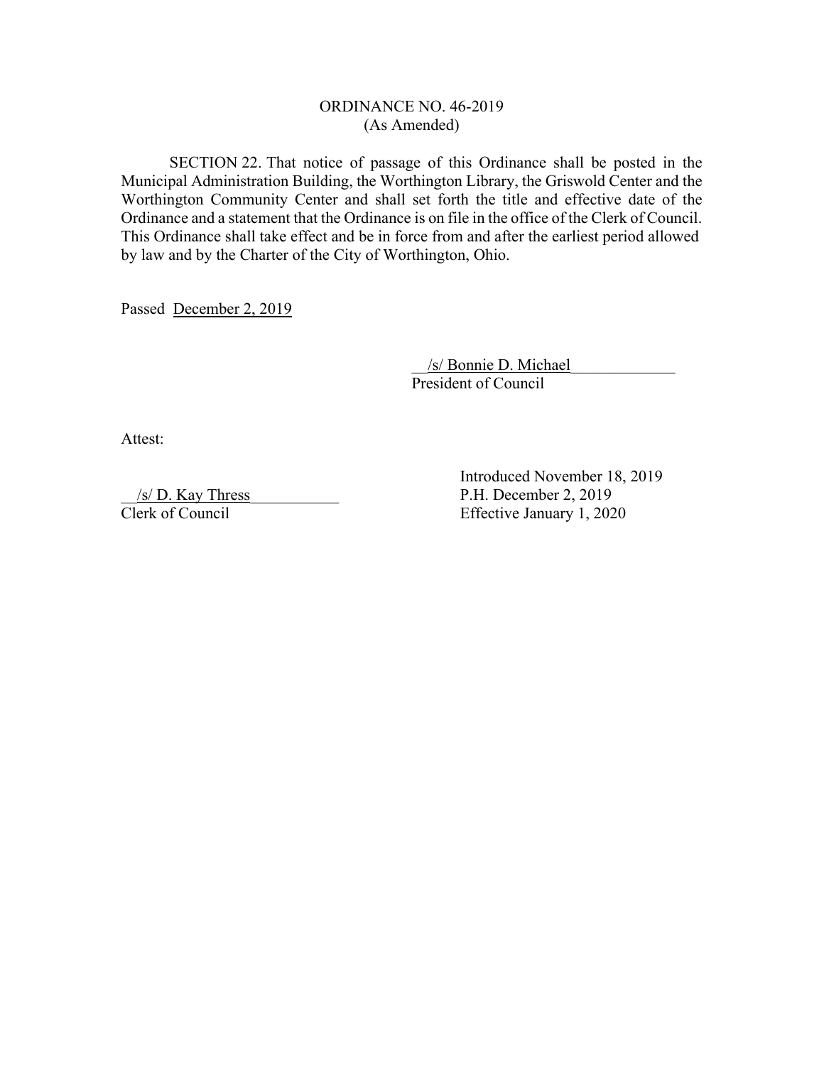ORDINANCE NO. 46-2019
(As Amended)

SECTION 22. That notice of passage of this Ordinance shall be posted in the Municipal Administration Building, the Worthington Library, the Griswold Center and the Worthington Community Center and shall set forth the title and effective date of the Ordinance and a statement that the Ordinance is on file in the office of the Clerk of Council. This Ordinance shall take effect and be in force from and after the earliest period allowed by law and by the Charter of the City of Worthington, Ohio.

Passed December 2, 2019

/s/ Bonnie D. Michael
President of Council

Attest:

/s/ D. Kay Thress
Clerk of Council

Introduced November 18, 2019
P.H. December 2, 2019
Effective January 1, 2020